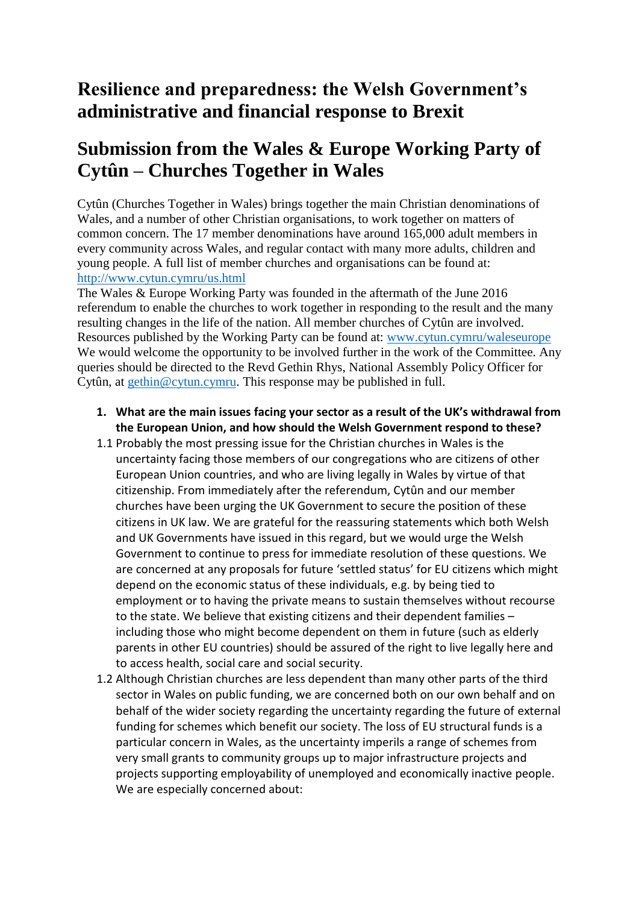# Resilience and preparedness: the Welsh Government's administrative and financial response to Brexit

# Submission from the Wales & Europe Working Party of Cytûn – Churches Together in Wales

Cytûn (Churches Together in Wales) brings together the main Christian denominations of Wales, and a number of other Christian organisations, to work together on matters of common concern. The 17 member denominations have around 165,000 adult members in every community across Wales, and regular contact with many more adults, children and young people. A full list of member churches and organisations can be found at: http://www.cytun.cymru/us.html

The Wales & Europe Working Party was founded in the aftermath of the June 2016 referendum to enable the churches to work together in responding to the result and the many resulting changes in the life of the nation. All member churches of Cytûn are involved. Resources published by the Working Party can be found at: www.cytun.cymru/waleseurope

We would welcome the opportunity to be involved further in the work of the Committee. Any queries should be directed to the Revd Gethin Rhys, National Assembly Policy Officer for Cytûn, at gethin@cytun.cymru. This response may be published in full.

1. **What are the main issues facing your sector as a result of the UK's withdrawal from the European Union, and how should the Welsh Government respond to these?**

1.1 Probably the most pressing issue for the Christian churches in Wales is the uncertainty facing those members of our congregations who are citizens of other European Union countries, and who are living legally in Wales by virtue of that citizenship. From immediately after the referendum, Cytûn and our member churches have been urging the UK Government to secure the position of these citizens in UK law. We are grateful for the reassuring statements which both Welsh and UK Governments have issued in this regard, but we would urge the Welsh Government to continue to press for immediate resolution of these questions. We are concerned at any proposals for future 'settled status' for EU citizens which might depend on the economic status of these individuals, e.g. by being tied to employment or to having the private means to sustain themselves without recourse to the state. We believe that existing citizens and their dependent families – including those who might become dependent on them in future (such as elderly parents in other EU countries) should be assured of the right to live legally here and to access health, social care and social security.

1.2 Although Christian churches are less dependent than many other parts of the third sector in Wales on public funding, we are concerned both on our own behalf and on behalf of the wider society regarding the uncertainty regarding the future of external funding for schemes which benefit our society. The loss of EU structural funds is a particular concern in Wales, as the uncertainty imperils a range of schemes from very small grants to community groups up to major infrastructure projects and projects supporting employability of unemployed and economically inactive people. We are especially concerned about: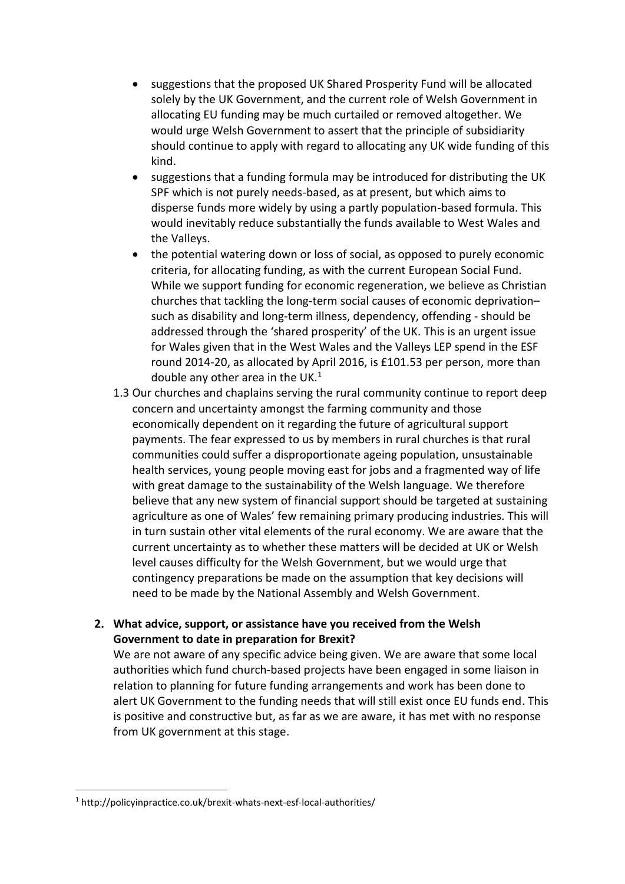- suggestions that the proposed UK Shared Prosperity Fund will be allocated solely by the UK Government, and the current role of Welsh Government in allocating EU funding may be much curtailed or removed altogether. We would urge Welsh Government to assert that the principle of subsidiarity should continue to apply with regard to allocating any UK wide funding of this kind.
- suggestions that a funding formula may be introduced for distributing the UK SPF which is not purely needs-based, as at present, but which aims to disperse funds more widely by using a partly population-based formula. This would inevitably reduce substantially the funds available to West Wales and the Valleys.
- the potential watering down or loss of social, as opposed to purely economic criteria, for allocating funding, as with the current European Social Fund. While we support funding for economic regeneration, we believe as Christian churches that tackling the long-term social causes of economic deprivation– such as disability and long-term illness, dependency, offending - should be addressed through the 'shared prosperity' of the UK. This is an urgent issue for Wales given that in the West Wales and the Valleys LEP spend in the ESF round 2014-20, as allocated by April 2016, is £101.53 per person, more than double any other area in the UK.[1]

1.3 Our churches and chaplains serving the rural community continue to report deep concern and uncertainty amongst the farming community and those economically dependent on it regarding the future of agricultural support payments. The fear expressed to us by members in rural churches is that rural communities could suffer a disproportionate ageing population, unsustainable health services, young people moving east for jobs and a fragmented way of life with great damage to the sustainability of the Welsh language. We therefore believe that any new system of financial support should be targeted at sustaining agriculture as one of Wales' few remaining primary producing industries. This will in turn sustain other vital elements of the rural economy. We are aware that the current uncertainty as to whether these matters will be decided at UK or Welsh level causes difficulty for the Welsh Government, but we would urge that contingency preparations be made on the assumption that key decisions will need to be made by the National Assembly and Welsh Government.

**2. What advice, support, or assistance have you received from the Welsh Government to date in preparation for Brexit?**

We are not aware of any specific advice being given. We are aware that some local authorities which fund church-based projects have been engaged in some liaison in relation to planning for future funding arrangements and work has been done to alert UK Government to the funding needs that will still exist once EU funds end. This is positive and constructive but, as far as we are aware, it has met with no response from UK government at this stage.

[1] http://policyinpractice.co.uk/brexit-whats-next-esf-local-authorities/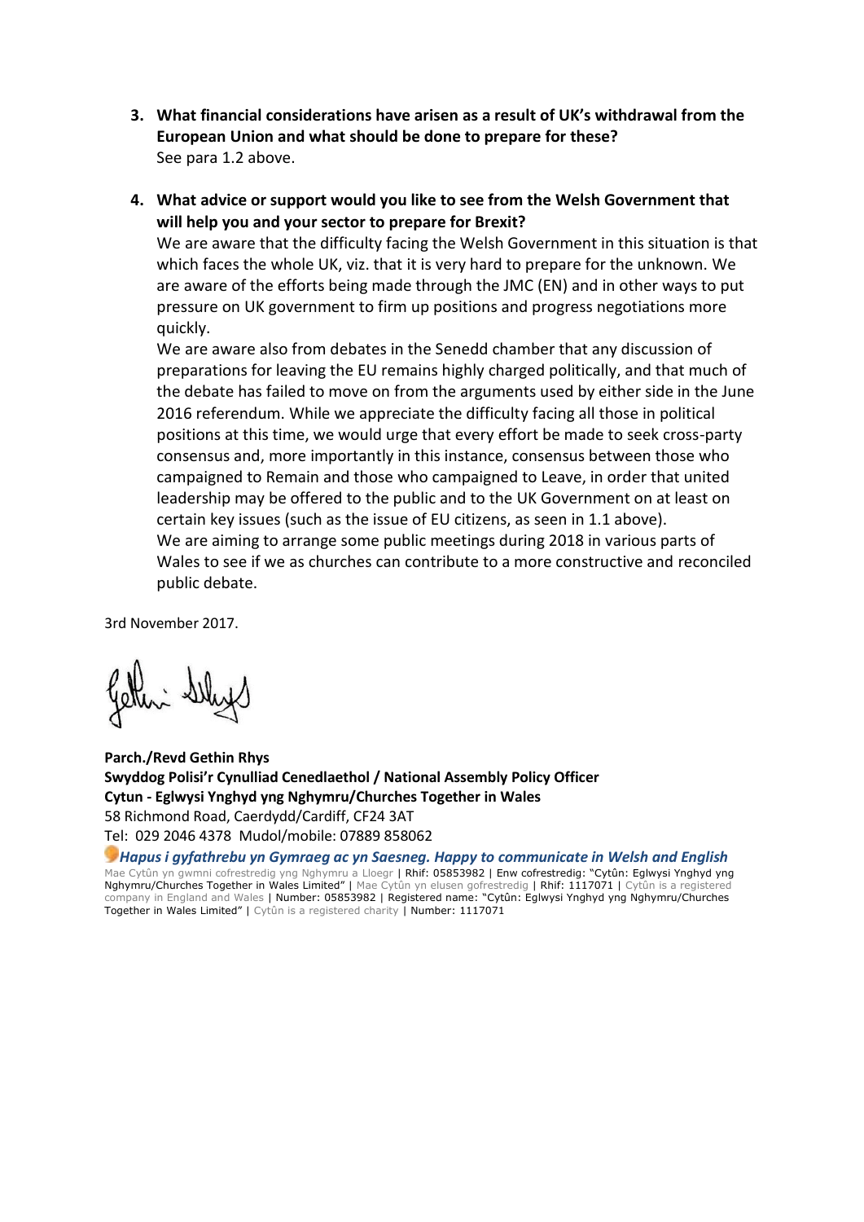3. **What financial considerations have arisen as a result of UK's withdrawal from the European Union and what should be done to prepare for these?**
   See para 1.2 above.

4. **What advice or support would you like to see from the Welsh Government that will help you and your sector to prepare for Brexit?**
   We are aware that the difficulty facing the Welsh Government in this situation is that which faces the whole UK, viz. that it is very hard to prepare for the unknown. We are aware of the efforts being made through the JMC (EN) and in other ways to put pressure on UK government to firm up positions and progress negotiations more quickly.
   We are aware also from debates in the Senedd chamber that any discussion of preparations for leaving the EU remains highly charged politically, and that much of the debate has failed to move on from the arguments used by either side in the June 2016 referendum. While we appreciate the difficulty facing all those in political positions at this time, we would urge that every effort be made to seek cross-party consensus and, more importantly in this instance, consensus between those who campaigned to Remain and those who campaigned to Leave, in order that united leadership may be offered to the public and to the UK Government on at least on certain key issues (such as the issue of EU citizens, as seen in 1.1 above).
   We are aiming to arrange some public meetings during 2018 in various parts of Wales to see if we as churches can contribute to a more constructive and reconciled public debate.

3rd November 2017.

**Parch./Revd Gethin Rhys**
**Swyddog Polisi'r Cynulliad Cenedlaethol / National Assembly Policy Officer**
**Cytun - Eglwysi Ynghyd yng Nghymru/Churches Together in Wales**
58 Richmond Road, Caerdydd/Cardiff, CF24 3AT
Tel: 029 2046 4378 Mudol/mobile: 07889 858062

***Hapus i gyfathrebu yn Gymraeg ac yn Saesneg. Happy to communicate in Welsh and English***

Mae Cytûn yn gwmni cofrestredig yng Nghymru a Lloegr | Rhif: 05853982 | Enw cofrestredig: "Cytûn: Eglwysi Ynghyd yng Nghymru/Churches Together in Wales Limited" | Mae Cytûn yn elusen gofrestredig | Rhif: 1117071 | Cytûn is a registered company in England and Wales | Number: 05853982 | Registered name: "Cytûn: Eglwysi Ynghyd yng Nghymru/Churches Together in Wales Limited" | Cytûn is a registered charity | Number: 1117071